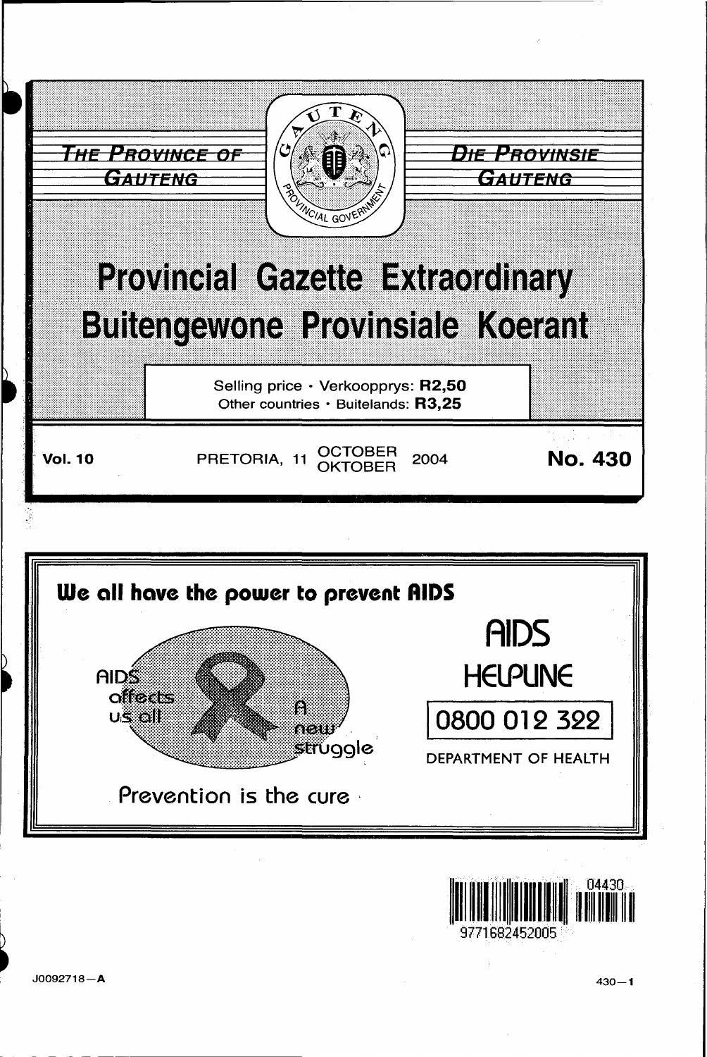THE PROVINCE OF GAUTENG

DIE PROVINSIE GAUTENG

# Provincial Gazette Extraordinary
# Buitengewone Provinsiale Koerant

Selling price · Verkoopprys: **R2,50**
Other countries · Buitelands: **R3,25**

**Vol. 10** PRETORIA, 11 OCTOBER / OKTOBER 2004 **No. 430**

**We all have the power to prevent AIDS**

AIDS affects us all

A new struggle

Prevention is the cure

AIDS HELPLINE

0800 012 322

DEPARTMENT OF HEALTH

J0092718—A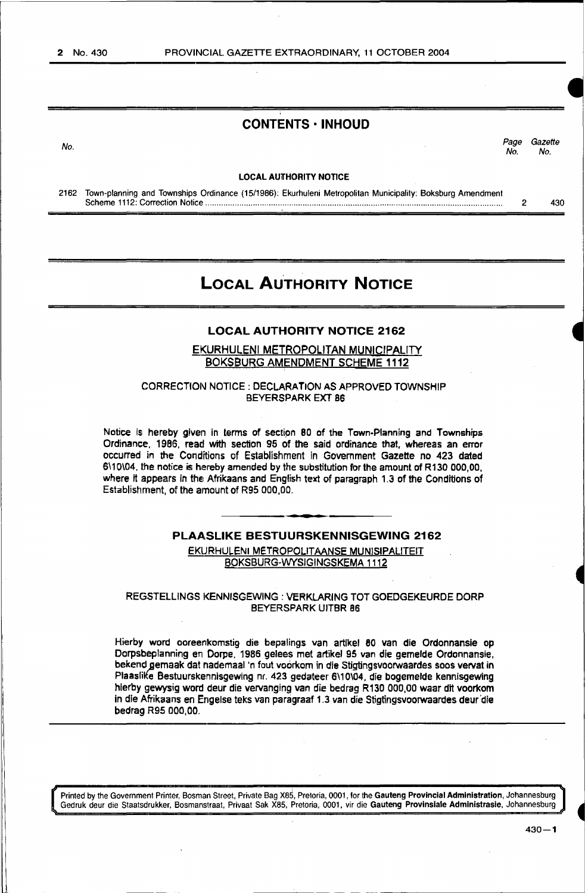## CONTENTS · INHOUD

| No. | | Page No. | Gazette No. |
|---|---|---|---|
| | **LOCAL AUTHORITY NOTICE** | | |
| 2162 | Town-planning and Townships Ordinance (15/1986): Ekurhuleni Metropolitan Municipality: Boksburg Amendment Scheme 1112: Correction Notice | 2 | 430 |

# LOCAL AUTHORITY NOTICE

### LOCAL AUTHORITY NOTICE 2162

EKURHULENI METROPOLITAN MUNICIPALITY
BOKSBURG AMENDMENT SCHEME 1112

CORRECTION NOTICE : DECLARATION AS APPROVED TOWNSHIP
BEYERSPARK EXT 86

Notice is hereby given in terms of section 80 of the Town-Planning and Townships Ordinance, 1986, read with section 95 of the said ordinance that, whereas an error occurred in the Conditions of Establishment in Government Gazette no 423 dated 6\10\04, the notice is hereby amended by the substitution for the amount of R130 000,00, where it appears in the Afrikaans and English text of paragraph 1.3 of the Conditions of Establishment, of the amount of R95 000,00.

### PLAASLIKE BESTUURSKENNISGEWING 2162

EKURHULENI METROPOLITAANSE MUNISIPALITEIT
BOKSBURG-WYSIGINGSKEMA 1112

REGSTELLINGS KENNISGEWING : VERKLARING TOT GOEDGEKEURDE DORP
BEYERSPARK UITBR 86

Hierby word ooreenkomstig die bepalings van artikel 80 van die Ordonnansie op Dorpsbeplanning en Dorpe, 1986 gelees met artikel 95 van die gemelde Ordonnansie, bekend gemaak dat nademaal 'n fout voorkom in die Stigtingsvoorwaardes soos vervat in Plaaslike Bestuurskennisgewing nr. 423 gedateer 6\10\04, die bogemelde kennisgewing hierby gewysig word deur die vervanging van die bedrag R130 000,00 waar dit voorkom in die Afrikaans en Engelse teks van paragraaf 1.3 van die Stigtingsvoorwaardes deur die bedrag R95 000,00.

Printed by the Government Printer, Bosman Street, Private Bag X85, Pretoria, 0001, for the **Gauteng Provincial Administration**, Johannesburg
Gedruk deur die Staatsdrukker, Bosmanstraat, Privaat Sak X85, Pretoria, 0001, vir die **Gauteng Provinsiale Administrasie**, Johannesburg